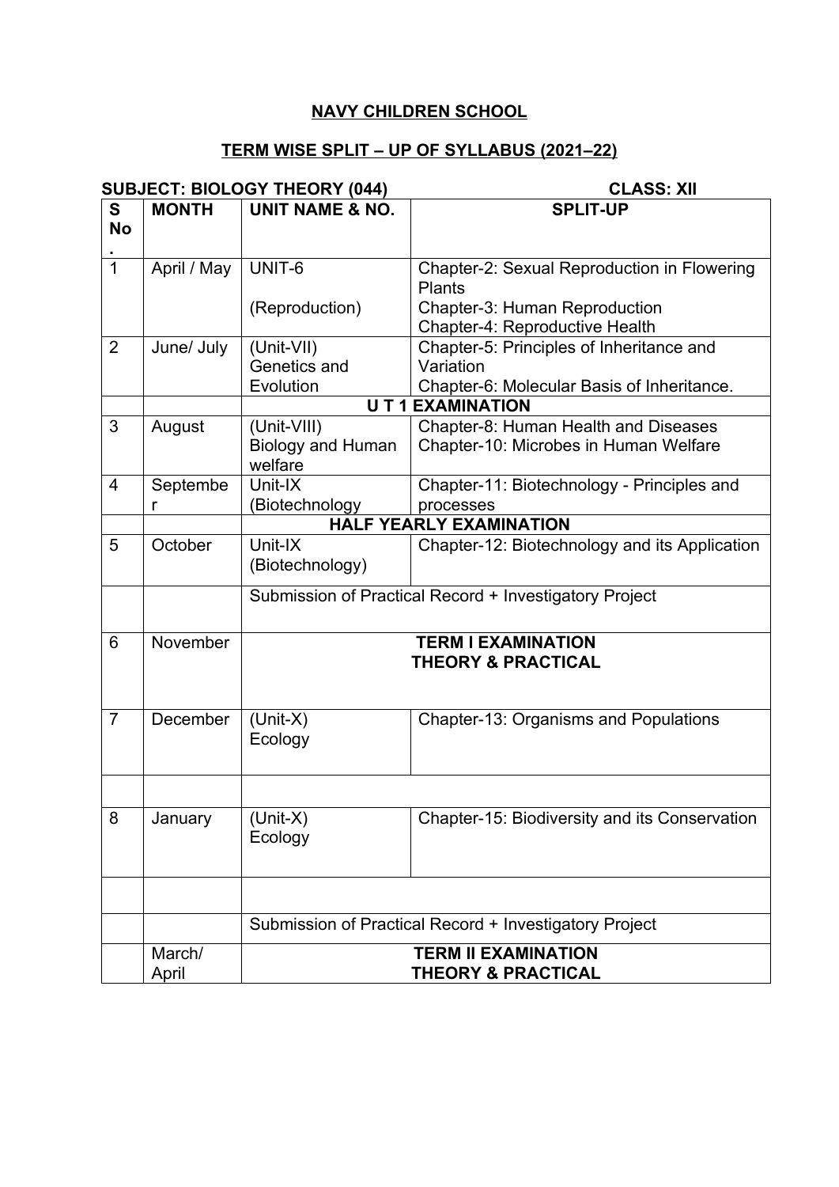**NAVY CHILDREN SCHOOL**

**TERM WISE SPLIT – UP OF SYLLABUS (2021–22)**

**SUBJECT: BIOLOGY THEORY (044)** **CLASS: XII**

| S No. | MONTH | UNIT NAME & NO. | SPLIT-UP |
|---|---|---|---|
| 1 | April / May | UNIT-6<br><br>(Reproduction) | Chapter-2: Sexual Reproduction in Flowering Plants<br>Chapter-3: Human Reproduction<br>Chapter-4: Reproductive Health |
| 2 | June/ July | (Unit-VII)<br>Genetics and Evolution | Chapter-5: Principles of Inheritance and Variation<br>Chapter-6: Molecular Basis of Inheritance. |
| | | **U T 1 EXAMINATION** | |
| 3 | August | (Unit-VIII)<br>Biology and Human welfare | Chapter-8: Human Health and Diseases<br>Chapter-10: Microbes in Human Welfare |
| 4 | September | Unit-IX<br>(Biotechnology | Chapter-11: Biotechnology - Principles and processes |
| | | **HALF YEARLY EXAMINATION** | |
| 5 | October | Unit-IX<br>(Biotechnology) | Chapter-12: Biotechnology and its Application |
| | | Submission of Practical Record + Investigatory Project | |
| 6 | November | **TERM I EXAMINATION<br>THEORY & PRACTICAL** | |
| 7 | December | (Unit-X)<br>Ecology | Chapter-13: Organisms and Populations |
| | | | |
| 8 | January | (Unit-X)<br>Ecology | Chapter-15: Biodiversity and its Conservation |
| | | | |
| | | Submission of Practical Record + Investigatory Project | |
| | March/ April | **TERM II EXAMINATION<br>THEORY & PRACTICAL** | |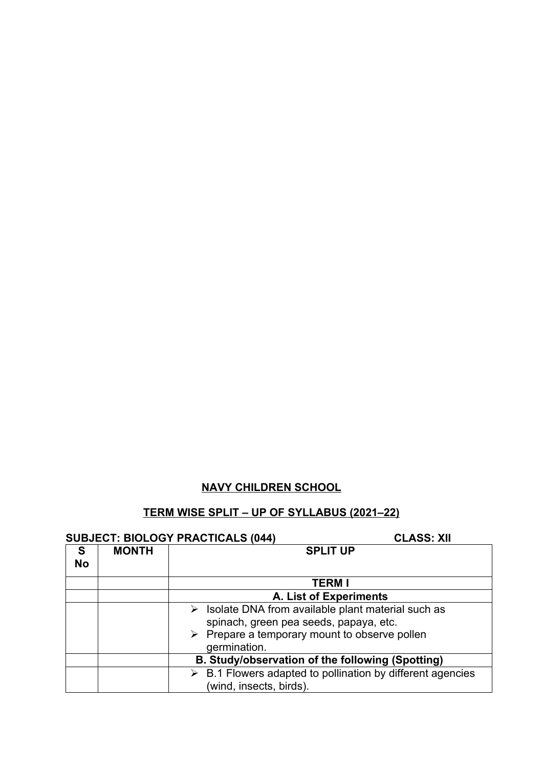**NAVY CHILDREN SCHOOL**

**TERM WISE SPLIT – UP OF SYLLABUS (2021–22)**

**SUBJECT: BIOLOGY PRACTICALS (044) CLASS: XII**

| S No | MONTH | SPLIT UP |
|---|---|---|
| | | **TERM I** |
| | | **A. List of Experiments** |
| | | ➢ Isolate DNA from available plant material such as spinach, green pea seeds, papaya, etc.<br>➢ Prepare a temporary mount to observe pollen germination. |
| | | **B. Study/observation of the following (Spotting)** |
| | | ➢ B.1 Flowers adapted to pollination by different agencies (wind, insects, birds). |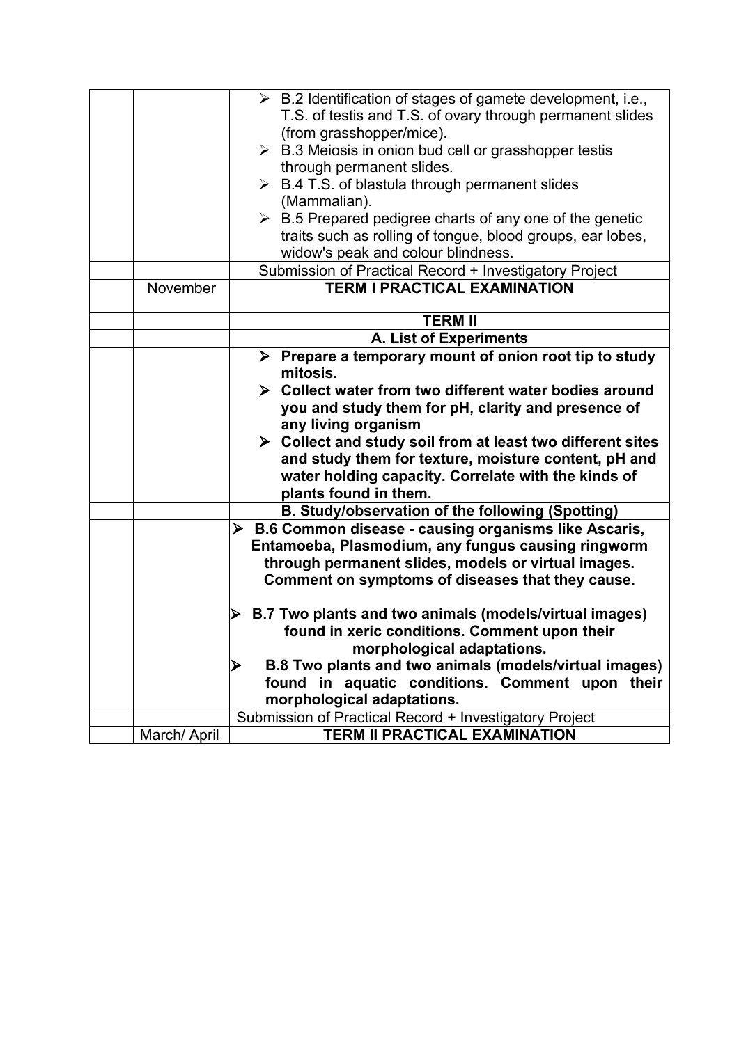| | | |
|---|---|---|
| | | ➢ B.2 Identification of stages of gamete development, i.e., T.S. of testis and T.S. of ovary through permanent slides (from grasshopper/mice).<br>➢ B.3 Meiosis in onion bud cell or grasshopper testis through permanent slides.<br>➢ B.4 T.S. of blastula through permanent slides (Mammalian).<br>➢ B.5 Prepared pedigree charts of any one of the genetic traits such as rolling of tongue, blood groups, ear lobes, widow's peak and colour blindness. |
| | | Submission of Practical Record + Investigatory Project |
| | November | **TERM I PRACTICAL EXAMINATION** |
| | | **TERM II** |
| | | **A. List of Experiments** |
| | | ➢ **Prepare a temporary mount of onion root tip to study mitosis.**<br>➢ **Collect water from two different water bodies around you and study them for pH, clarity and presence of any living organism**<br>➢ **Collect and study soil from at least two different sites and study them for texture, moisture content, pH and water holding capacity. Correlate with the kinds of plants found in them.** |
| | | **B. Study/observation of the following (Spotting)** |
| | | ➢ **B.6 Common disease - causing organisms like Ascaris, Entamoeba, Plasmodium, any fungus causing ringworm through permanent slides, models or virtual images. Comment on symptoms of diseases that they cause.**<br>➢ **B.7 Two plants and two animals (models/virtual images) found in xeric conditions. Comment upon their morphological adaptations.**<br>➢ **B.8 Two plants and two animals (models/virtual images) found in aquatic conditions. Comment upon their morphological adaptations.** |
| | | Submission of Practical Record + Investigatory Project |
| | March/ April | **TERM II PRACTICAL EXAMINATION** |